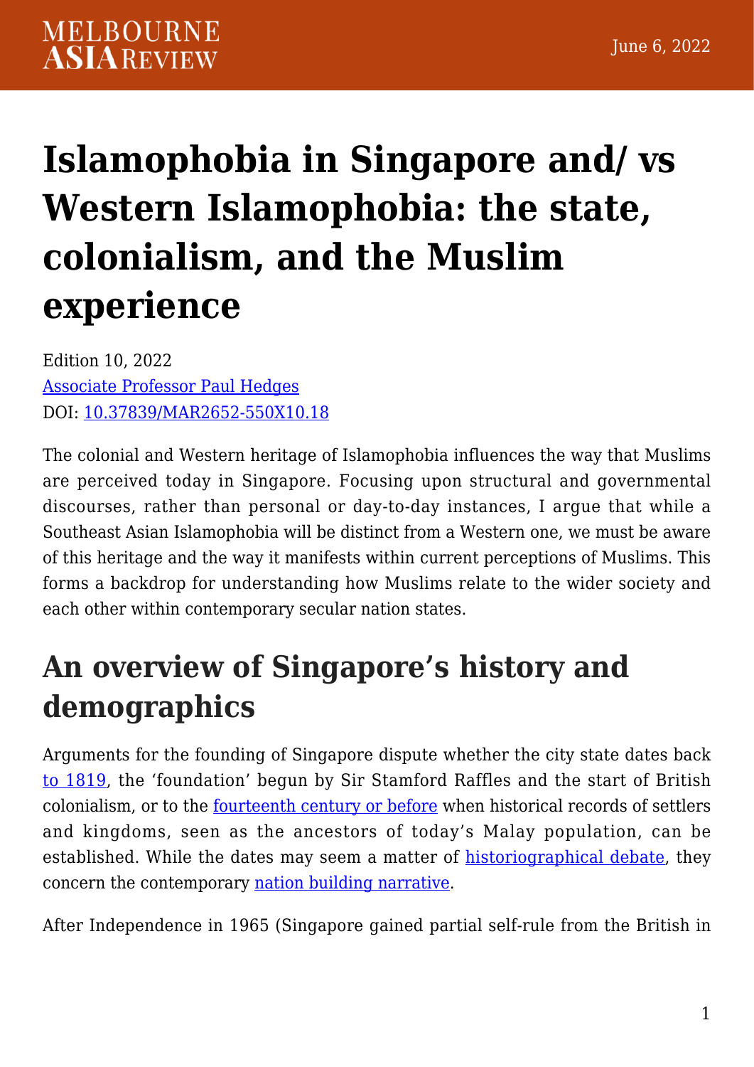June 6, 2022

# Islamophobia in Singapore and/ vs Western Islamophobia: the state, colonialism, and the Muslim experience

Edition 10, 2022
Associate Professor Paul Hedges
DOI: 10.37839/MAR2652-550X10.18

The colonial and Western heritage of Islamophobia influences the way that Muslims are perceived today in Singapore. Focusing upon structural and governmental discourses, rather than personal or day-to-day instances, I argue that while a Southeast Asian Islamophobia will be distinct from a Western one, we must be aware of this heritage and the way it manifests within current perceptions of Muslims. This forms a backdrop for understanding how Muslims relate to the wider society and each other within contemporary secular nation states.

## An overview of Singapore's history and demographics

Arguments for the founding of Singapore dispute whether the city state dates back to 1819, the 'foundation' begun by Sir Stamford Raffles and the start of British colonialism, or to the fourteenth century or before when historical records of settlers and kingdoms, seen as the ancestors of today's Malay population, can be established. While the dates may seem a matter of historiographical debate, they concern the contemporary nation building narrative.

After Independence in 1965 (Singapore gained partial self-rule from the British in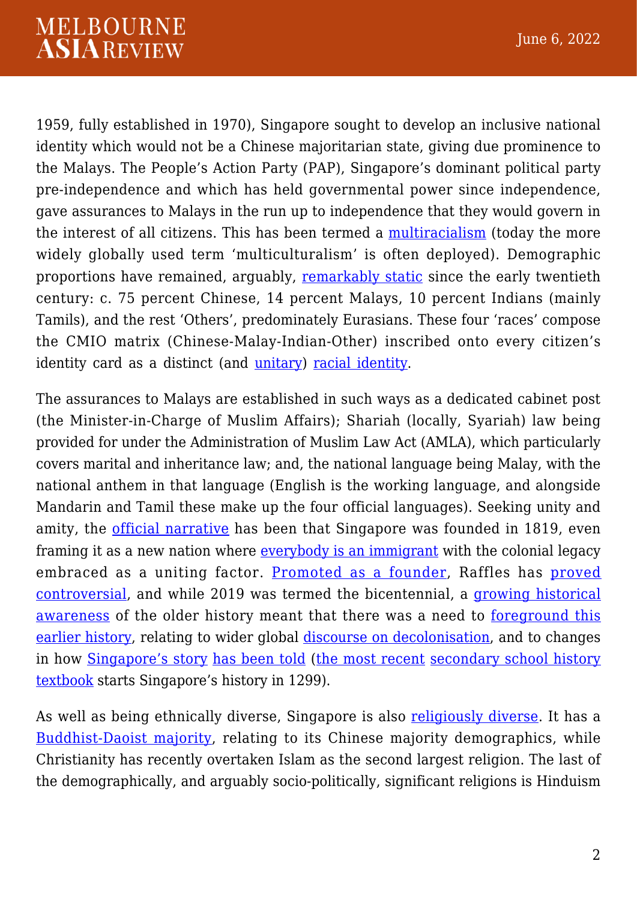1959, fully established in 1970), Singapore sought to develop an inclusive national identity which would not be a Chinese majoritarian state, giving due prominence to the Malays. The People's Action Party (PAP), Singapore's dominant political party pre-independence and which has held governmental power since independence, gave assurances to Malays in the run up to independence that they would govern in the interest of all citizens. This has been termed a multiracialism (today the more widely globally used term 'multiculturalism' is often deployed). Demographic proportions have remained, arguably, remarkably static since the early twentieth century: c. 75 percent Chinese, 14 percent Malays, 10 percent Indians (mainly Tamils), and the rest 'Others', predominately Eurasians. These four 'races' compose the CMIO matrix (Chinese-Malay-Indian-Other) inscribed onto every citizen's identity card as a distinct (and unitary) racial identity.

The assurances to Malays are established in such ways as a dedicated cabinet post (the Minister-in-Charge of Muslim Affairs); Shariah (locally, Syariah) law being provided for under the Administration of Muslim Law Act (AMLA), which particularly covers marital and inheritance law; and, the national language being Malay, with the national anthem in that language (English is the working language, and alongside Mandarin and Tamil these make up the four official languages). Seeking unity and amity, the official narrative has been that Singapore was founded in 1819, even framing it as a new nation where everybody is an immigrant with the colonial legacy embraced as a uniting factor. Promoted as a founder, Raffles has proved controversial, and while 2019 was termed the bicentennial, a growing historical awareness of the older history meant that there was a need to foreground this earlier history, relating to wider global discourse on decolonisation, and to changes in how Singapore's story has been told (the most recent secondary school history textbook starts Singapore's history in 1299).

As well as being ethnically diverse, Singapore is also religiously diverse. It has a Buddhist-Daoist majority, relating to its Chinese majority demographics, while Christianity has recently overtaken Islam as the second largest religion. The last of the demographically, and arguably socio-politically, significant religions is Hinduism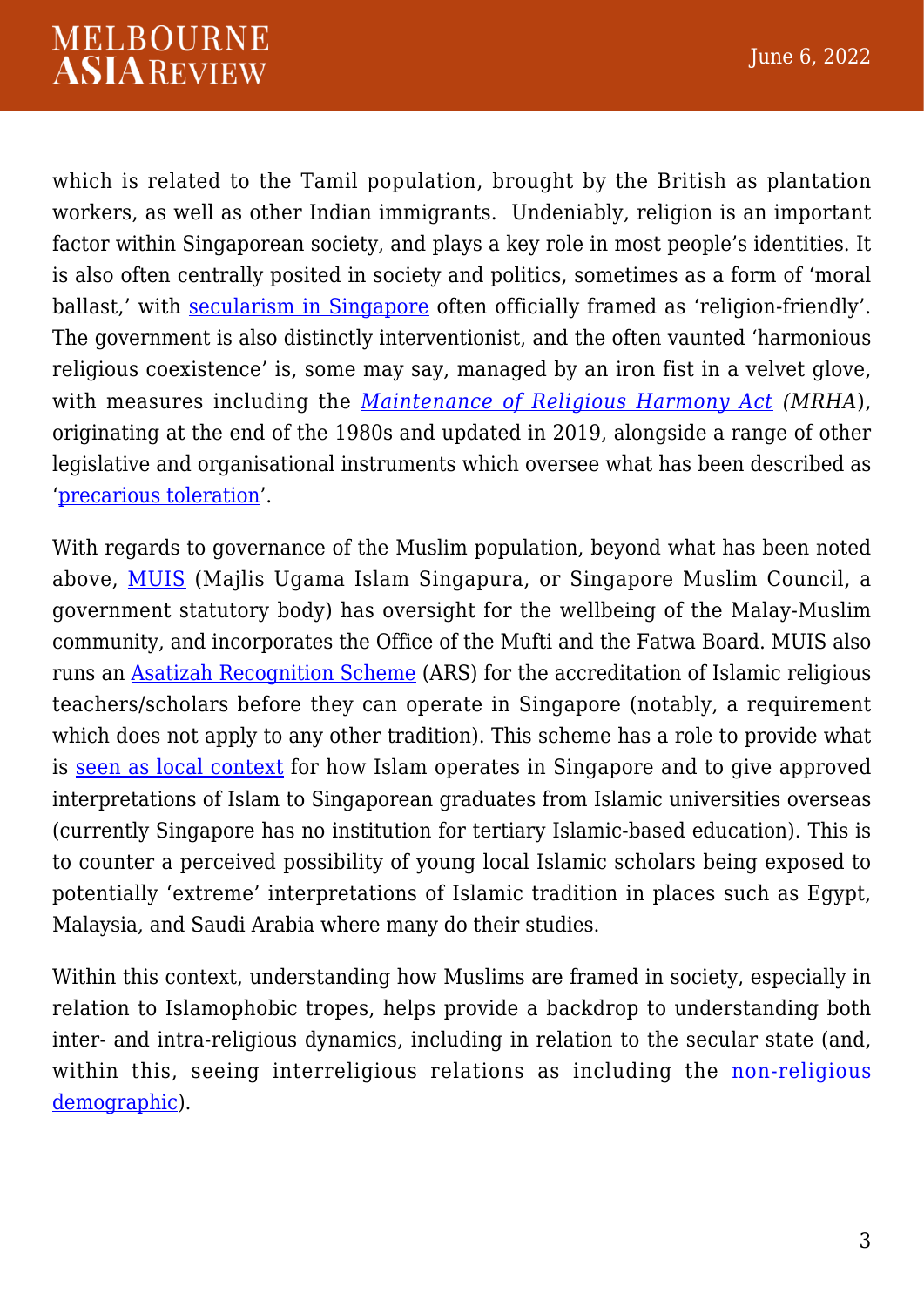which is related to the Tamil population, brought by the British as plantation workers, as well as other Indian immigrants. Undeniably, religion is an important factor within Singaporean society, and plays a key role in most people's identities. It is also often centrally posited in society and politics, sometimes as a form of 'moral ballast,' with secularism in Singapore often officially framed as 'religion-friendly'. The government is also distinctly interventionist, and the often vaunted 'harmonious religious coexistence' is, some may say, managed by an iron fist in a velvet glove, with measures including the *Maintenance of Religious Harmony Act* (*MRHA*), originating at the end of the 1980s and updated in 2019, alongside a range of other legislative and organisational instruments which oversee what has been described as 'precarious toleration'.

With regards to governance of the Muslim population, beyond what has been noted above, MUIS (Majlis Ugama Islam Singapura, or Singapore Muslim Council, a government statutory body) has oversight for the wellbeing of the Malay-Muslim community, and incorporates the Office of the Mufti and the Fatwa Board. MUIS also runs an Asatizah Recognition Scheme (ARS) for the accreditation of Islamic religious teachers/scholars before they can operate in Singapore (notably, a requirement which does not apply to any other tradition). This scheme has a role to provide what is seen as local context for how Islam operates in Singapore and to give approved interpretations of Islam to Singaporean graduates from Islamic universities overseas (currently Singapore has no institution for tertiary Islamic-based education). This is to counter a perceived possibility of young local Islamic scholars being exposed to potentially 'extreme' interpretations of Islamic tradition in places such as Egypt, Malaysia, and Saudi Arabia where many do their studies.

Within this context, understanding how Muslims are framed in society, especially in relation to Islamophobic tropes, helps provide a backdrop to understanding both inter- and intra-religious dynamics, including in relation to the secular state (and, within this, seeing interreligious relations as including the non-religious demographic).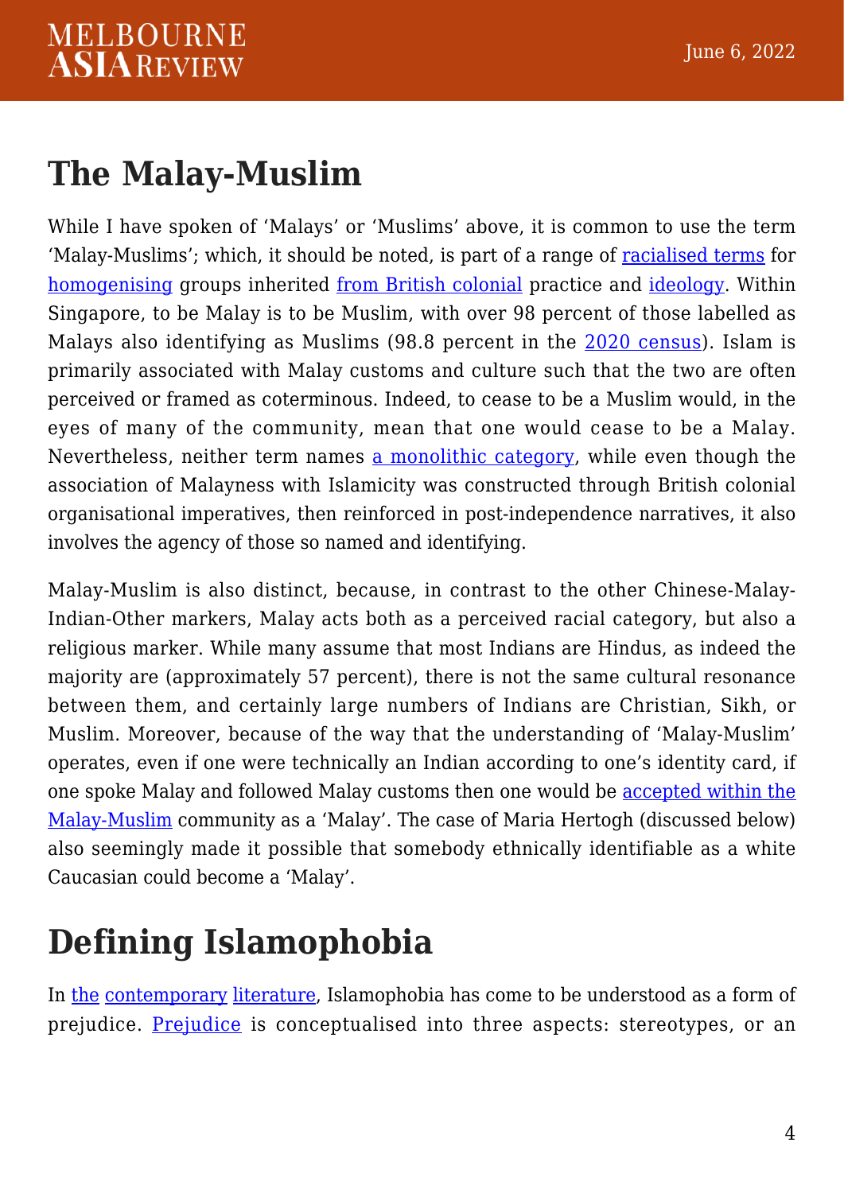## The Malay-Muslim

While I have spoken of 'Malays' or 'Muslims' above, it is common to use the term 'Malay-Muslims'; which, it should be noted, is part of a range of racialised terms for homogenising groups inherited from British colonial practice and ideology. Within Singapore, to be Malay is to be Muslim, with over 98 percent of those labelled as Malays also identifying as Muslims (98.8 percent in the 2020 census). Islam is primarily associated with Malay customs and culture such that the two are often perceived or framed as coterminous. Indeed, to cease to be a Muslim would, in the eyes of many of the community, mean that one would cease to be a Malay. Nevertheless, neither term names a monolithic category, while even though the association of Malayness with Islamicity was constructed through British colonial organisational imperatives, then reinforced in post-independence narratives, it also involves the agency of those so named and identifying.

Malay-Muslim is also distinct, because, in contrast to the other Chinese-Malay-Indian-Other markers, Malay acts both as a perceived racial category, but also a religious marker. While many assume that most Indians are Hindus, as indeed the majority are (approximately 57 percent), there is not the same cultural resonance between them, and certainly large numbers of Indians are Christian, Sikh, or Muslim. Moreover, because of the way that the understanding of 'Malay-Muslim' operates, even if one were technically an Indian according to one's identity card, if one spoke Malay and followed Malay customs then one would be accepted within the Malay-Muslim community as a 'Malay'. The case of Maria Hertogh (discussed below) also seemingly made it possible that somebody ethnically identifiable as a white Caucasian could become a 'Malay'.

## Defining Islamophobia

In the contemporary literature, Islamophobia has come to be understood as a form of prejudice. Prejudice is conceptualised into three aspects: stereotypes, or an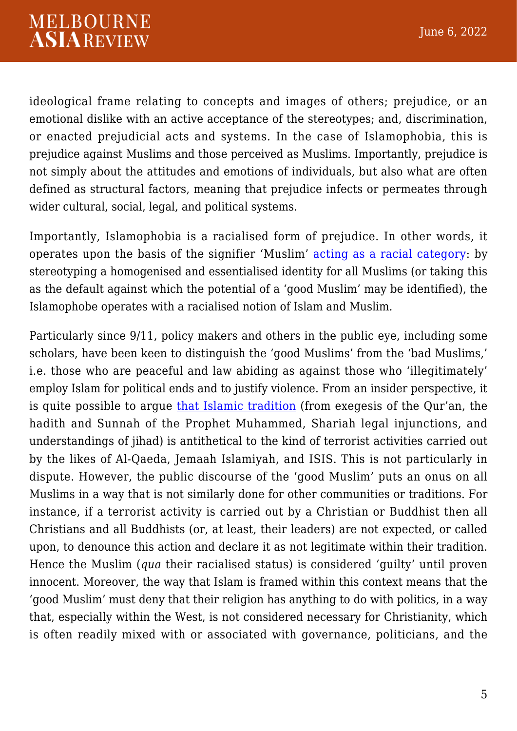ideological frame relating to concepts and images of others; prejudice, or an emotional dislike with an active acceptance of the stereotypes; and, discrimination, or enacted prejudicial acts and systems. In the case of Islamophobia, this is prejudice against Muslims and those perceived as Muslims. Importantly, prejudice is not simply about the attitudes and emotions of individuals, but also what are often defined as structural factors, meaning that prejudice infects or permeates through wider cultural, social, legal, and political systems.

Importantly, Islamophobia is a racialised form of prejudice. In other words, it operates upon the basis of the signifier 'Muslim' acting as a racial category: by stereotyping a homogenised and essentialised identity for all Muslims (or taking this as the default against which the potential of a 'good Muslim' may be identified), the Islamophobe operates with a racialised notion of Islam and Muslim.

Particularly since 9/11, policy makers and others in the public eye, including some scholars, have been keen to distinguish the 'good Muslims' from the 'bad Muslims,' i.e. those who are peaceful and law abiding as against those who 'illegitimately' employ Islam for political ends and to justify violence. From an insider perspective, it is quite possible to argue that Islamic tradition (from exegesis of the Qur'an, the hadith and Sunnah of the Prophet Muhammed, Shariah legal injunctions, and understandings of jihad) is antithetical to the kind of terrorist activities carried out by the likes of Al-Qaeda, Jemaah Islamiyah, and ISIS. This is not particularly in dispute. However, the public discourse of the 'good Muslim' puts an onus on all Muslims in a way that is not similarly done for other communities or traditions. For instance, if a terrorist activity is carried out by a Christian or Buddhist then all Christians and all Buddhists (or, at least, their leaders) are not expected, or called upon, to denounce this action and declare it as not legitimate within their tradition. Hence the Muslim (*qua* their racialised status) is considered 'guilty' until proven innocent. Moreover, the way that Islam is framed within this context means that the 'good Muslim' must deny that their religion has anything to do with politics, in a way that, especially within the West, is not considered necessary for Christianity, which is often readily mixed with or associated with governance, politicians, and the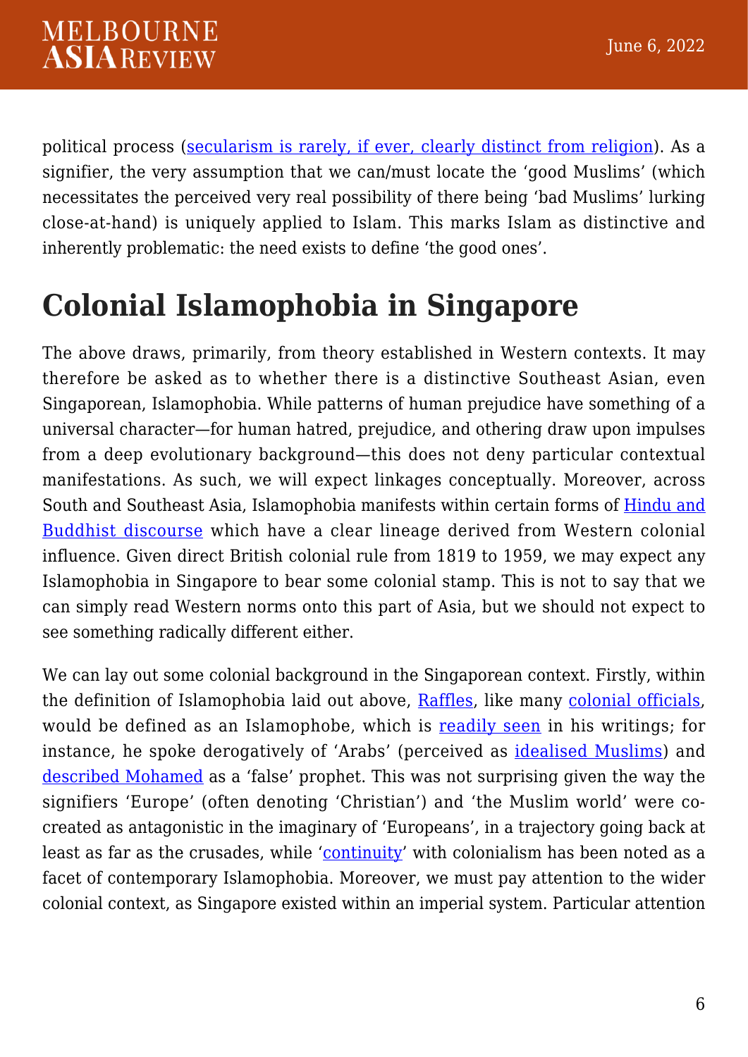political process (secularism is rarely, if ever, clearly distinct from religion). As a signifier, the very assumption that we can/must locate the 'good Muslims' (which necessitates the perceived very real possibility of there being 'bad Muslims' lurking close-at-hand) is uniquely applied to Islam. This marks Islam as distinctive and inherently problematic: the need exists to define 'the good ones'.

## Colonial Islamophobia in Singapore

The above draws, primarily, from theory established in Western contexts. It may therefore be asked as to whether there is a distinctive Southeast Asian, even Singaporean, Islamophobia. While patterns of human prejudice have something of a universal character—for human hatred, prejudice, and othering draw upon impulses from a deep evolutionary background—this does not deny particular contextual manifestations. As such, we will expect linkages conceptually. Moreover, across South and Southeast Asia, Islamophobia manifests within certain forms of Hindu and Buddhist discourse which have a clear lineage derived from Western colonial influence. Given direct British colonial rule from 1819 to 1959, we may expect any Islamophobia in Singapore to bear some colonial stamp. This is not to say that we can simply read Western norms onto this part of Asia, but we should not expect to see something radically different either.

We can lay out some colonial background in the Singaporean context. Firstly, within the definition of Islamophobia laid out above, Raffles, like many colonial officials, would be defined as an Islamophobe, which is readily seen in his writings; for instance, he spoke derogatively of 'Arabs' (perceived as idealised Muslims) and described Mohamed as a 'false' prophet. This was not surprising given the way the signifiers 'Europe' (often denoting 'Christian') and 'the Muslim world' were co-created as antagonistic in the imaginary of 'Europeans', in a trajectory going back at least as far as the crusades, while 'continuity' with colonialism has been noted as a facet of contemporary Islamophobia. Moreover, we must pay attention to the wider colonial context, as Singapore existed within an imperial system. Particular attention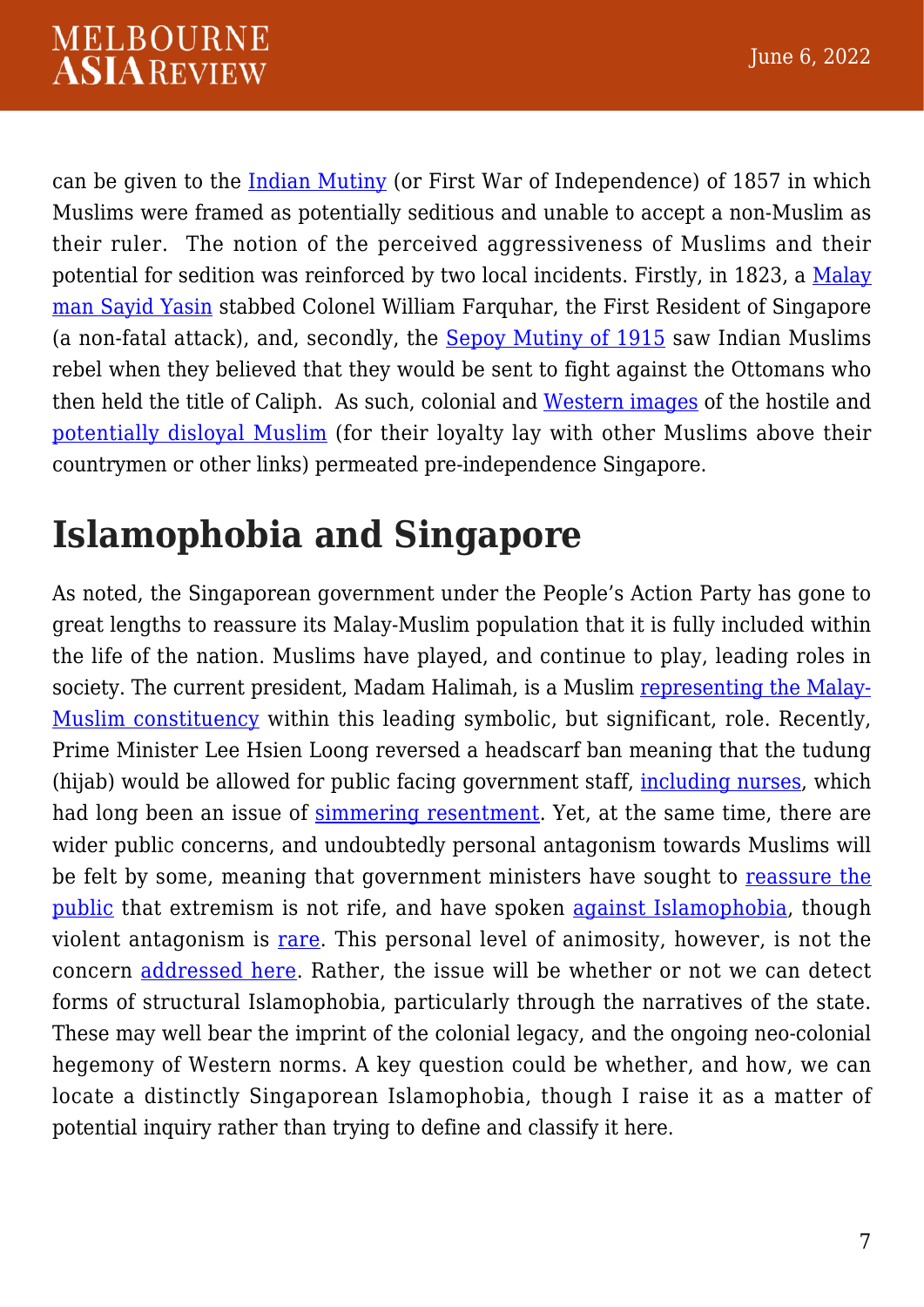can be given to the Indian Mutiny (or First War of Independence) of 1857 in which Muslims were framed as potentially seditious and unable to accept a non-Muslim as their ruler. The notion of the perceived aggressiveness of Muslims and their potential for sedition was reinforced by two local incidents. Firstly, in 1823, a Malay man Sayid Yasin stabbed Colonel William Farquhar, the First Resident of Singapore (a non-fatal attack), and, secondly, the Sepoy Mutiny of 1915 saw Indian Muslims rebel when they believed that they would be sent to fight against the Ottomans who then held the title of Caliph. As such, colonial and Western images of the hostile and potentially disloyal Muslim (for their loyalty lay with other Muslims above their countrymen or other links) permeated pre-independence Singapore.

## Islamophobia and Singapore

As noted, the Singaporean government under the People's Action Party has gone to great lengths to reassure its Malay-Muslim population that it is fully included within the life of the nation. Muslims have played, and continue to play, leading roles in society. The current president, Madam Halimah, is a Muslim representing the Malay-Muslim constituency within this leading symbolic, but significant, role. Recently, Prime Minister Lee Hsien Loong reversed a headscarf ban meaning that the tudung (hijab) would be allowed for public facing government staff, including nurses, which had long been an issue of simmering resentment. Yet, at the same time, there are wider public concerns, and undoubtedly personal antagonism towards Muslims will be felt by some, meaning that government ministers have sought to reassure the public that extremism is not rife, and have spoken against Islamophobia, though violent antagonism is rare. This personal level of animosity, however, is not the concern addressed here. Rather, the issue will be whether or not we can detect forms of structural Islamophobia, particularly through the narratives of the state. These may well bear the imprint of the colonial legacy, and the ongoing neo-colonial hegemony of Western norms. A key question could be whether, and how, we can locate a distinctly Singaporean Islamophobia, though I raise it as a matter of potential inquiry rather than trying to define and classify it here.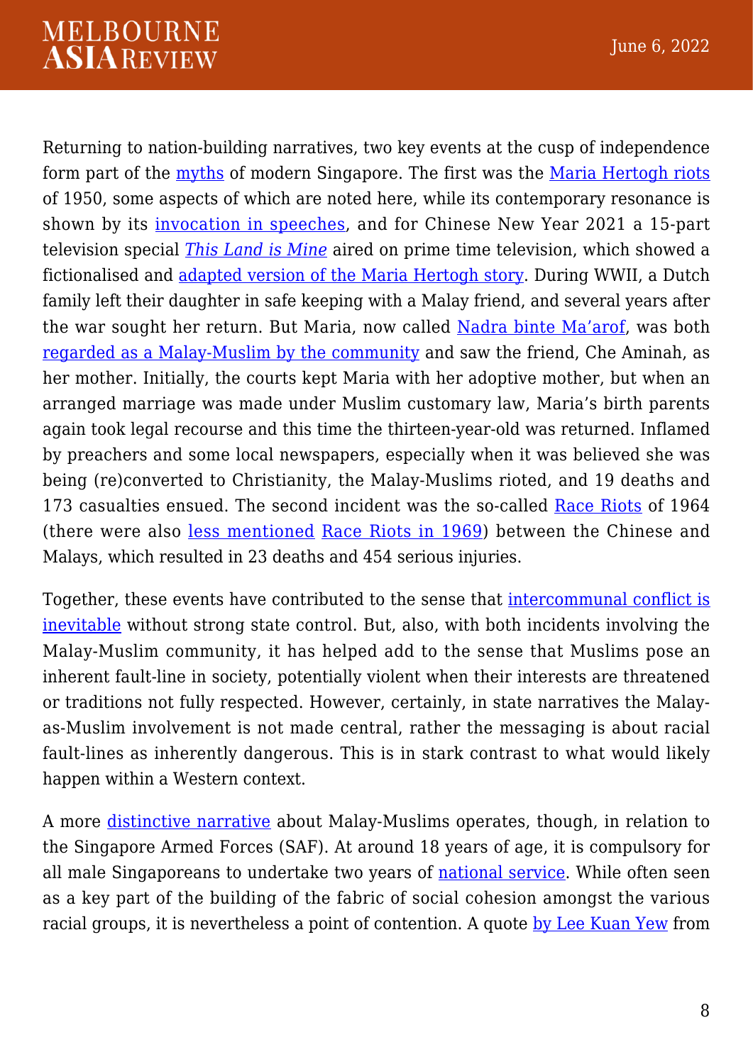Returning to nation-building narratives, two key events at the cusp of independence form part of the myths of modern Singapore. The first was the Maria Hertogh riots of 1950, some aspects of which are noted here, while its contemporary resonance is shown by its invocation in speeches, and for Chinese New Year 2021 a 15-part television special *This Land is Mine* aired on prime time television, which showed a fictionalised and adapted version of the Maria Hertogh story. During WWII, a Dutch family left their daughter in safe keeping with a Malay friend, and several years after the war sought her return. But Maria, now called Nadra binte Ma'arof, was both regarded as a Malay-Muslim by the community and saw the friend, Che Aminah, as her mother. Initially, the courts kept Maria with her adoptive mother, but when an arranged marriage was made under Muslim customary law, Maria's birth parents again took legal recourse and this time the thirteen-year-old was returned. Inflamed by preachers and some local newspapers, especially when it was believed she was being (re)converted to Christianity, the Malay-Muslims rioted, and 19 deaths and 173 casualties ensued. The second incident was the so-called Race Riots of 1964 (there were also less mentioned Race Riots in 1969) between the Chinese and Malays, which resulted in 23 deaths and 454 serious injuries.

Together, these events have contributed to the sense that intercommunal conflict is inevitable without strong state control. But, also, with both incidents involving the Malay-Muslim community, it has helped add to the sense that Muslims pose an inherent fault-line in society, potentially violent when their interests are threatened or traditions not fully respected. However, certainly, in state narratives the Malay-as-Muslim involvement is not made central, rather the messaging is about racial fault-lines as inherently dangerous. This is in stark contrast to what would likely happen within a Western context.

A more distinctive narrative about Malay-Muslims operates, though, in relation to the Singapore Armed Forces (SAF). At around 18 years of age, it is compulsory for all male Singaporeans to undertake two years of national service. While often seen as a key part of the building of the fabric of social cohesion amongst the various racial groups, it is nevertheless a point of contention. A quote by Lee Kuan Yew from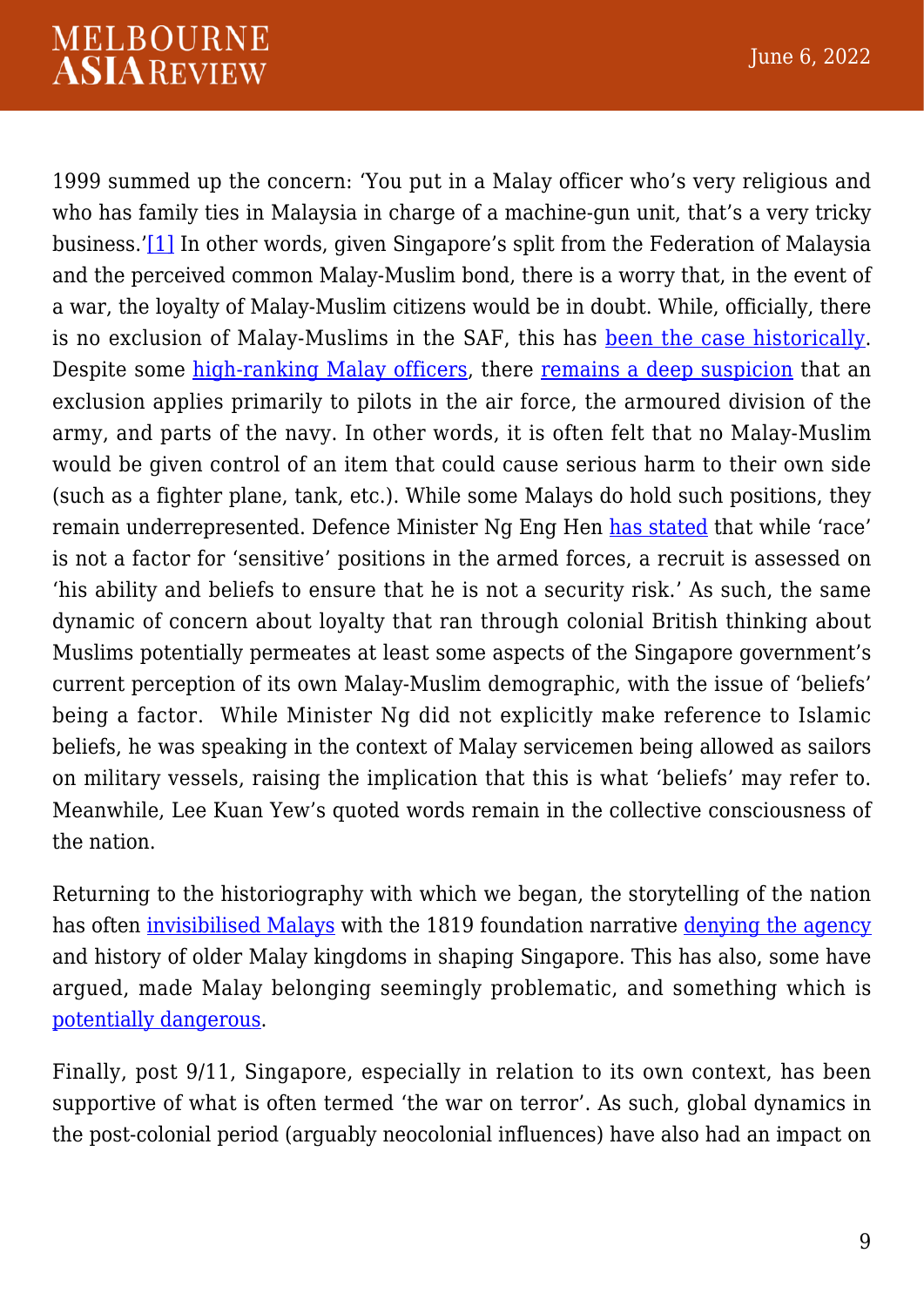1999 summed up the concern: 'You put in a Malay officer who's very religious and who has family ties in Malaysia in charge of a machine-gun unit, that's a very tricky business.'[1] In other words, given Singapore's split from the Federation of Malaysia and the perceived common Malay-Muslim bond, there is a worry that, in the event of a war, the loyalty of Malay-Muslim citizens would be in doubt. While, officially, there is no exclusion of Malay-Muslims in the SAF, this has been the case historically. Despite some high-ranking Malay officers, there remains a deep suspicion that an exclusion applies primarily to pilots in the air force, the armoured division of the army, and parts of the navy. In other words, it is often felt that no Malay-Muslim would be given control of an item that could cause serious harm to their own side (such as a fighter plane, tank, etc.). While some Malays do hold such positions, they remain underrepresented. Defence Minister Ng Eng Hen has stated that while 'race' is not a factor for 'sensitive' positions in the armed forces, a recruit is assessed on 'his ability and beliefs to ensure that he is not a security risk.' As such, the same dynamic of concern about loyalty that ran through colonial British thinking about Muslims potentially permeates at least some aspects of the Singapore government's current perception of its own Malay-Muslim demographic, with the issue of 'beliefs' being a factor. While Minister Ng did not explicitly make reference to Islamic beliefs, he was speaking in the context of Malay servicemen being allowed as sailors on military vessels, raising the implication that this is what 'beliefs' may refer to. Meanwhile, Lee Kuan Yew's quoted words remain in the collective consciousness of the nation.

Returning to the historiography with which we began, the storytelling of the nation has often invisibilised Malays with the 1819 foundation narrative denying the agency and history of older Malay kingdoms in shaping Singapore. This has also, some have argued, made Malay belonging seemingly problematic, and something which is potentially dangerous.

Finally, post 9/11, Singapore, especially in relation to its own context, has been supportive of what is often termed 'the war on terror'. As such, global dynamics in the post-colonial period (arguably neocolonial influences) have also had an impact on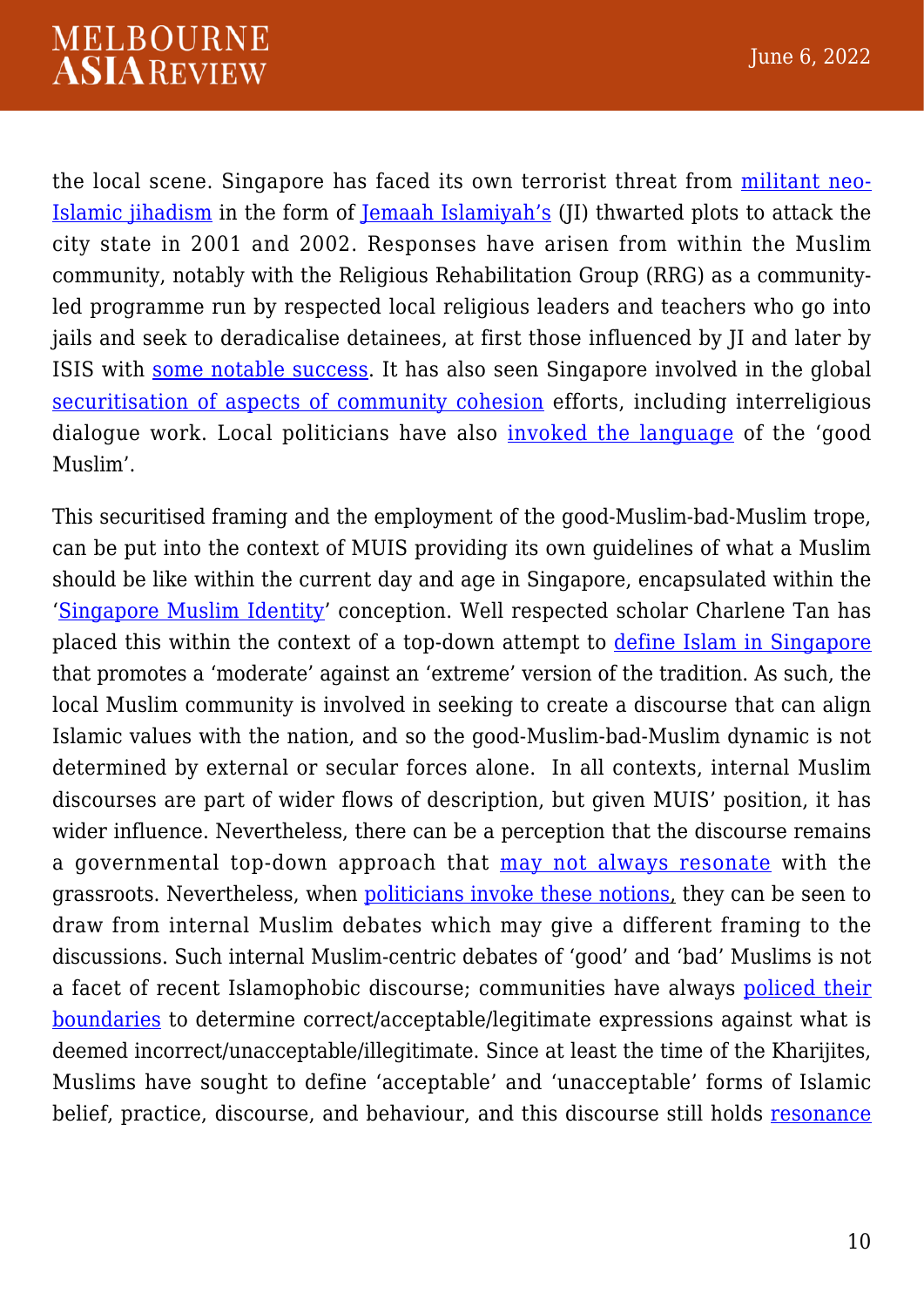the local scene. Singapore has faced its own terrorist threat from militant neo-Islamic jihadism in the form of Jemaah Islamiyah's (JI) thwarted plots to attack the city state in 2001 and 2002. Responses have arisen from within the Muslim community, notably with the Religious Rehabilitation Group (RRG) as a community-led programme run by respected local religious leaders and teachers who go into jails and seek to deradicalise detainees, at first those influenced by JI and later by ISIS with some notable success. It has also seen Singapore involved in the global securitisation of aspects of community cohesion efforts, including interreligious dialogue work. Local politicians have also invoked the language of the 'good Muslim'.

This securitised framing and the employment of the good-Muslim-bad-Muslim trope, can be put into the context of MUIS providing its own guidelines of what a Muslim should be like within the current day and age in Singapore, encapsulated within the 'Singapore Muslim Identity' conception. Well respected scholar Charlene Tan has placed this within the context of a top-down attempt to define Islam in Singapore that promotes a 'moderate' against an 'extreme' version of the tradition. As such, the local Muslim community is involved in seeking to create a discourse that can align Islamic values with the nation, and so the good-Muslim-bad-Muslim dynamic is not determined by external or secular forces alone. In all contexts, internal Muslim discourses are part of wider flows of description, but given MUIS' position, it has wider influence. Nevertheless, there can be a perception that the discourse remains a governmental top-down approach that may not always resonate with the grassroots. Nevertheless, when politicians invoke these notions, they can be seen to draw from internal Muslim debates which may give a different framing to the discussions. Such internal Muslim-centric debates of 'good' and 'bad' Muslims is not a facet of recent Islamophobic discourse; communities have always policed their boundaries to determine correct/acceptable/legitimate expressions against what is deemed incorrect/unacceptable/illegitimate. Since at least the time of the Kharijites, Muslims have sought to define 'acceptable' and 'unacceptable' forms of Islamic belief, practice, discourse, and behaviour, and this discourse still holds resonance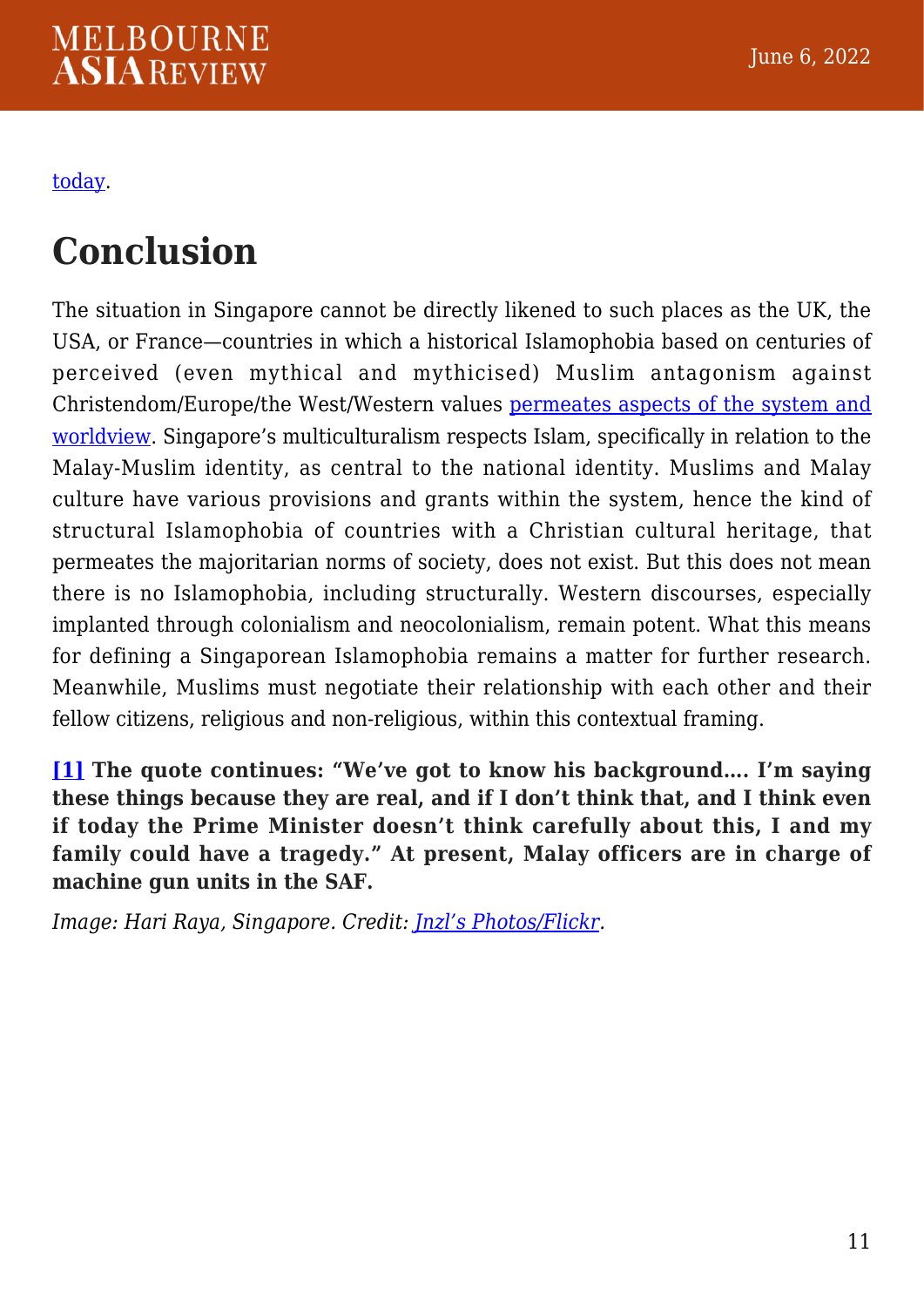today.

## Conclusion

The situation in Singapore cannot be directly likened to such places as the UK, the USA, or France—countries in which a historical Islamophobia based on centuries of perceived (even mythical and mythicised) Muslim antagonism against Christendom/Europe/the West/Western values permeates aspects of the system and worldview. Singapore's multiculturalism respects Islam, specifically in relation to the Malay-Muslim identity, as central to the national identity. Muslims and Malay culture have various provisions and grants within the system, hence the kind of structural Islamophobia of countries with a Christian cultural heritage, that permeates the majoritarian norms of society, does not exist. But this does not mean there is no Islamophobia, including structurally. Western discourses, especially implanted through colonialism and neocolonialism, remain potent. What this means for defining a Singaporean Islamophobia remains a matter for further research. Meanwhile, Muslims must negotiate their relationship with each other and their fellow citizens, religious and non-religious, within this contextual framing.

**[1] The quote continues: "We've got to know his background…. I'm saying these things because they are real, and if I don't think that, and I think even if today the Prime Minister doesn't think carefully about this, I and my family could have a tragedy." At present, Malay officers are in charge of machine gun units in the SAF.**

*Image: Hari Raya, Singapore. Credit: Jnzl's Photos/Flickr.*